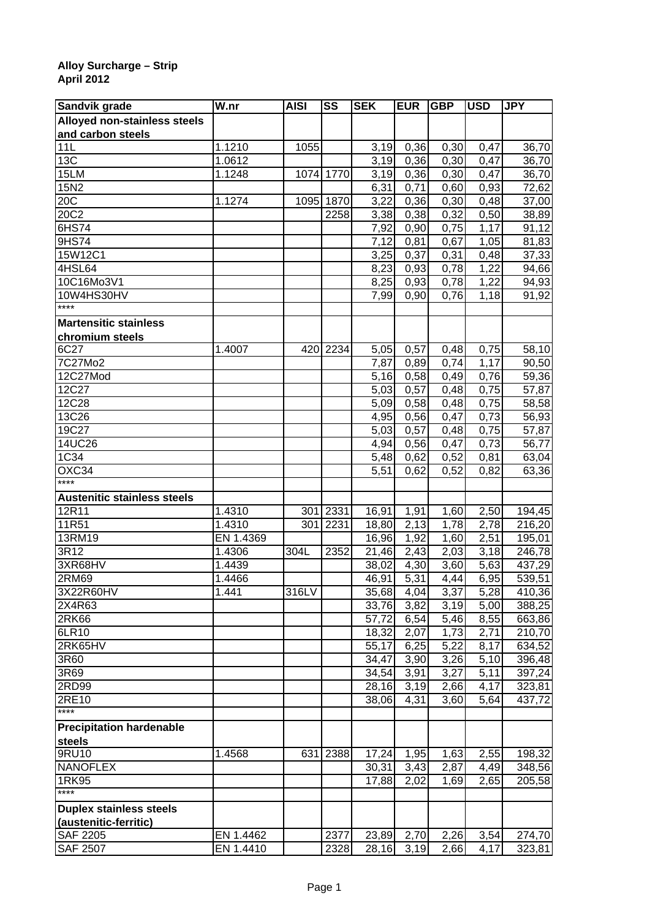**Alloy Surcharge – Strip**
**April 2012**

| Sandvik grade | W.nr | AISI | SS | SEK | EUR | GBP | USD | JPY |
|---|---|---|---|---|---|---|---|---|
| **Alloyed non-stainless steels and carbon steels** | | | | | | | | |
| 11L | 1.1210 | 1055 | | 3,19 | 0,36 | 0,30 | 0,47 | 36,70 |
| 13C | 1.0612 | | | 3,19 | 0,36 | 0,30 | 0,47 | 36,70 |
| 15LM | 1.1248 | 1074 | 1770 | 3,19 | 0,36 | 0,30 | 0,47 | 36,70 |
| 15N2 | | | | 6,31 | 0,71 | 0,60 | 0,93 | 72,62 |
| 20C | 1.1274 | 1095 | 1870 | 3,22 | 0,36 | 0,30 | 0,48 | 37,00 |
| 20C2 | | | 2258 | 3,38 | 0,38 | 0,32 | 0,50 | 38,89 |
| 6HS74 | | | | 7,92 | 0,90 | 0,75 | 1,17 | 91,12 |
| 9HS74 | | | | 7,12 | 0,81 | 0,67 | 1,05 | 81,83 |
| 15W12C1 | | | | 3,25 | 0,37 | 0,31 | 0,48 | 37,33 |
| 4HSL64 | | | | 8,23 | 0,93 | 0,78 | 1,22 | 94,66 |
| 10C16Mo3V1 | | | | 8,25 | 0,93 | 0,78 | 1,22 | 94,93 |
| 10W4HS30HV | | | | 7,99 | 0,90 | 0,76 | 1,18 | 91,92 |
| **** | | | | | | | | |
| **Martensitic stainless chromium steels** | | | | | | | | |
| 6C27 | 1.4007 | 420 | 2234 | 5,05 | 0,57 | 0,48 | 0,75 | 58,10 |
| 7C27Mo2 | | | | 7,87 | 0,89 | 0,74 | 1,17 | 90,50 |
| 12C27Mod | | | | 5,16 | 0,58 | 0,49 | 0,76 | 59,36 |
| 12C27 | | | | 5,03 | 0,57 | 0,48 | 0,75 | 57,87 |
| 12C28 | | | | 5,09 | 0,58 | 0,48 | 0,75 | 58,58 |
| 13C26 | | | | 4,95 | 0,56 | 0,47 | 0,73 | 56,93 |
| 19C27 | | | | 5,03 | 0,57 | 0,48 | 0,75 | 57,87 |
| 14UC26 | | | | 4,94 | 0,56 | 0,47 | 0,73 | 56,77 |
| 1C34 | | | | 5,48 | 0,62 | 0,52 | 0,81 | 63,04 |
| OXC34 | | | | 5,51 | 0,62 | 0,52 | 0,82 | 63,36 |
| **** | | | | | | | | |
| **Austenitic stainless steels** | | | | | | | | |
| 12R11 | 1.4310 | 301 | 2331 | 16,91 | 1,91 | 1,60 | 2,50 | 194,45 |
| 11R51 | 1.4310 | 301 | 2231 | 18,80 | 2,13 | 1,78 | 2,78 | 216,20 |
| 13RM19 | EN 1.4369 | | | 16,96 | 1,92 | 1,60 | 2,51 | 195,01 |
| 3R12 | 1.4306 | 304L | 2352 | 21,46 | 2,43 | 2,03 | 3,18 | 246,78 |
| 3XR68HV | 1.4439 | | | 38,02 | 4,30 | 3,60 | 5,63 | 437,29 |
| 2RM69 | 1.4466 | | | 46,91 | 5,31 | 4,44 | 6,95 | 539,51 |
| 3X22R60HV | 1.441 | 316LV | | 35,68 | 4,04 | 3,37 | 5,28 | 410,36 |
| 2X4R63 | | | | 33,76 | 3,82 | 3,19 | 5,00 | 388,25 |
| 2RK66 | | | | 57,72 | 6,54 | 5,46 | 8,55 | 663,86 |
| 6LR10 | | | | 18,32 | 2,07 | 1,73 | 2,71 | 210,70 |
| 2RK65HV | | | | 55,17 | 6,25 | 5,22 | 8,17 | 634,52 |
| 3R60 | | | | 34,47 | 3,90 | 3,26 | 5,10 | 396,48 |
| 3R69 | | | | 34,54 | 3,91 | 3,27 | 5,11 | 397,24 |
| 2RD99 | | | | 28,16 | 3,19 | 2,66 | 4,17 | 323,81 |
| 2RE10 | | | | 38,06 | 4,31 | 3,60 | 5,64 | 437,72 |
| **** | | | | | | | | |
| **Precipitation hardenable steels** | | | | | | | | |
| 9RU10 | 1.4568 | 631 | 2388 | 17,24 | 1,95 | 1,63 | 2,55 | 198,32 |
| NANOFLEX | | | | 30,31 | 3,43 | 2,87 | 4,49 | 348,56 |
| 1RK95 | | | | 17,88 | 2,02 | 1,69 | 2,65 | 205,58 |
| **** | | | | | | | | |
| **Duplex stainless steels (austenitic-ferritic)** | | | | | | | | |
| SAF 2205 | EN 1.4462 | | 2377 | 23,89 | 2,70 | 2,26 | 3,54 | 274,70 |
| SAF 2507 | EN 1.4410 | | 2328 | 28,16 | 3,19 | 2,66 | 4,17 | 323,81 |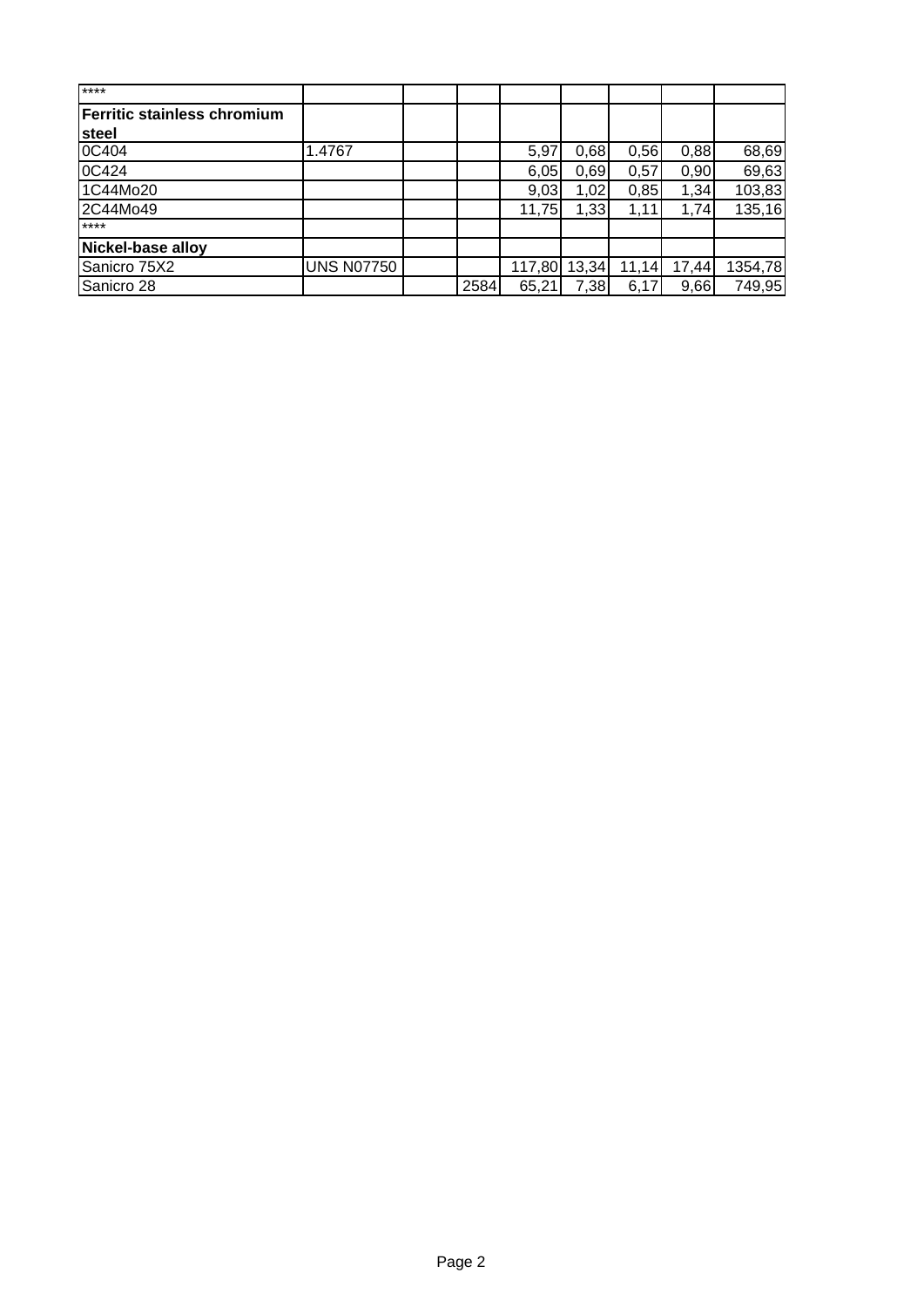| | | | | | | | | |
|---|---|---|---|---|---|---|---|---|
| **** | | | | | | | | |
| **Ferritic stainless chromium steel** | | | | | | | | |
| 0C404 | 1.4767 | | | 5,97 | 0,68 | 0,56 | 0,88 | 68,69 |
| 0C424 | | | | 6,05 | 0,69 | 0,57 | 0,90 | 69,63 |
| 1C44Mo20 | | | | 9,03 | 1,02 | 0,85 | 1,34 | 103,83 |
| 2C44Mo49 | | | | 11,75 | 1,33 | 1,11 | 1,74 | 135,16 |
| **** | | | | | | | | |
| **Nickel-base alloy** | | | | | | | | |
| Sanicro 75X2 | UNS N07750 | | | 117,80 | 13,34 | 11,14 | 17,44 | 1354,78 |
| Sanicro 28 | | | 2584 | 65,21 | 7,38 | 6,17 | 9,66 | 749,95 |